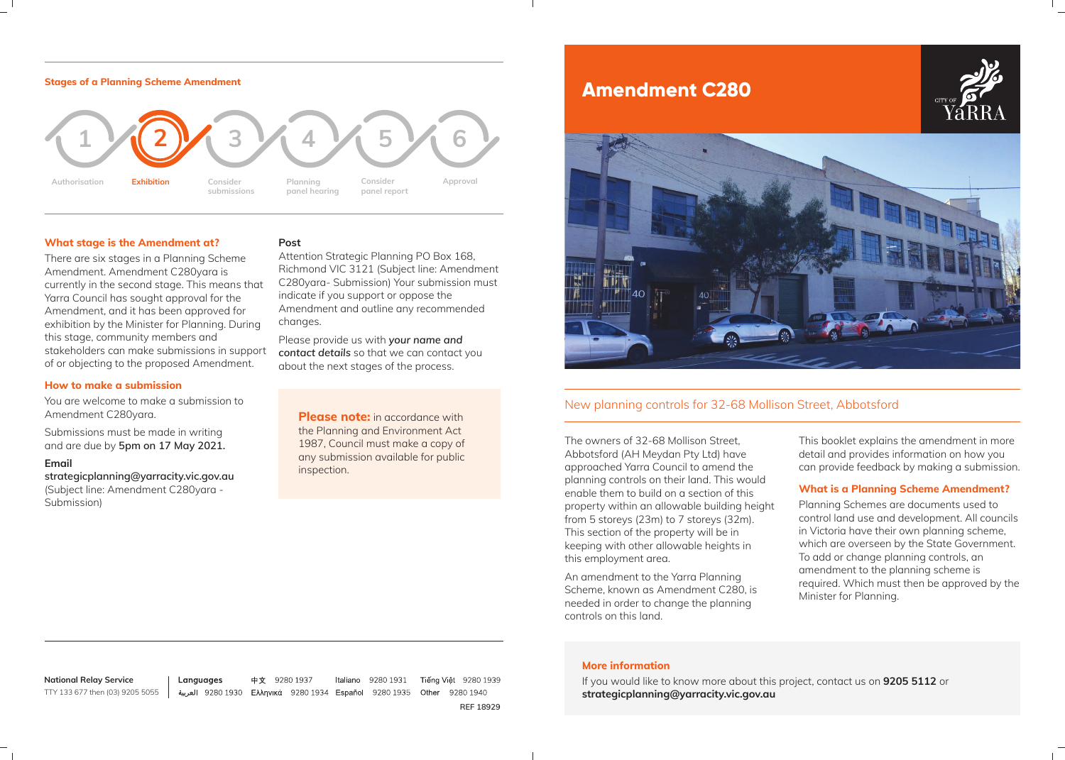# Amendment C280

## New planning controls for 32-68 Mollison Street, Abbotsford

The owners of 32-68 Mollison Street, Abbotsford (AH Meydan Pty Ltd) have approached Yarra Council to amend the planning controls on their land. This would enable them to build on a section of this property within an allowable building height from 5 storeys (23m) to 7 storeys (32m). This section of the property will be in keeping with other allowable heights in this employment area.

An amendment to the Yarra Planning Scheme, known as Amendment C280, is needed in order to change the planning controls on this land.

This booklet explains the amendment in more detail and provides information on how you can provide feedback by making a submission.

### What is a Planning Scheme Amendment?

Planning Schemes are documents used to control land use and development. All councils in Victoria have their own planning scheme, which are overseen by the State Government. To add or change planning controls, an amendment to the planning scheme is required. Which must then be approved by the Minister for Planning.

### More information

If you would like to know more about this project, contact us on **9205 5112** or **strategicplanning@yarracity.vic.gov.au**

## Stages of a Planning Scheme Amendment

1. Authorisation
2. **Exhibition**
3. Consider submissions
4. Planning panel hearing
5. Consider panel report
6. Approval

### What stage is the Amendment at?

There are six stages in a Planning Scheme Amendment. Amendment C280yara is currently in the second stage. This means that Yarra Council has sought approval for the Amendment, and it has been approved for exhibition by the Minister for Planning. During this stage, community members and stakeholders can make submissions in support of or objecting to the proposed Amendment.

### How to make a submission

You are welcome to make a submission to Amendment C280yara.

Submissions must be made in writing and are due by **5pm on 17 May 2021.**

**Email**

**strategicplanning@yarracity.vic.gov.au**
(Subject line: Amendment C280yara - Submission)

**Post**

Attention Strategic Planning PO Box 168, Richmond VIC 3121 (Subject line: Amendment C280yara- Submission) Your submission must indicate if you support or oppose the Amendment and outline any recommended changes.

Please provide us with ***your name and contact details*** so that we can contact you about the next stages of the process.

**Please note:** in accordance with the Planning and Environment Act 1987, Council must make a copy of any submission available for public inspection.

**National Relay Service**
TTY 133 677 then (03) 9205 5055

| **Languages** | | | | | | | |
|---|---|---|---|---|---|---|---|
| 中文 | 9280 1937 | Italiano | 9280 1931 | Tiếng Việt | 9280 1939 | العربية | 9280 1930 |
| Ελληνικά | 9280 1934 | Español | 9280 1935 | Other | 9280 1940 | | |

REF 18929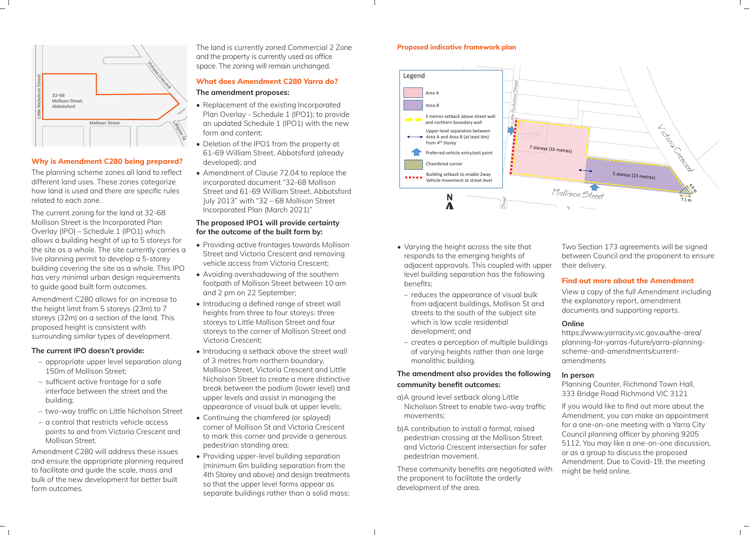Little Nicholson Street

32-68
Mollison Street,
Abbotsford

Victoria Crescent

Mollison Street

Lingow St

## Why is Amendment C280 being prepared?

The planning scheme zones all land to reflect different land uses. These zones categorize how land is used and there are specific rules related to each zone.

The current zoning for the land at 32-68 Mollison Street is the Incorporated Plan Overlay (IPO) – Schedule 1 (IPO1) which allows a building height of up to 5 storeys for the site as a whole. The site currently carries a live planning permit to develop a 5-storey building covering the site as a whole. This IPO has very minimal urban design requirements to guide good built form outcomes.

Amendment C280 allows for an increase to the height limit from 5 storeys (23m) to 7 storeys (32m) on a section of the land. This proposed height is consistent with surrounding similar types of development.

### The current IPO doesn't provide:

- appropriate upper level separation along 150m of Mollison Street;
- sufficient active frontage for a safe interface between the street and the building;
- two-way traffic on Little Nicholson Street
- a control that restricts vehicle access points to and from Victoria Crescent and Mollison Street.

Amendment C280 will address these issues and ensure the appropriate planning required to facilitate and guide the scale, mass and bulk of the new development for better built form outcomes.

The land is currently zoned Commercial 2 Zone and the property is currently used as office space. The zoning will remain unchanged.

## What does Amendment C280 Yarra do?

### The amendment proposes:

- Replacement of the existing Incorporated Plan Overlay - Schedule 1 (IPO1); to provide an updated Schedule 1 (IPO1) with the new form and content;
- Deletion of the IPO1 from the property at 61-69 William Street, Abbotsford (already developed); and
- Amendment of Clause 72.04 to replace the incorporated document "32-68 Mollison Street and 61-69 William Street, Abbotsford July 2013" with "32 – 68 Mollison Street Incorporated Plan (March 2021)"

### The proposed IPO1 will provide certainty for the outcome of the built form by:

- Providing active frontages towards Mollison Street and Victoria Crescent and removing vehicle access from Victoria Crescent;
- Avoiding overshadowing of the southern footpath of Mollison Street between 10 am and 2 pm on 22 September;
- Introducing a defined range of street wall heights from three to four storeys: three storeys to Little Mollison Street and four storeys to the corner of Mollison Street and Victoria Crescent;
- Introducing a setback above the street wall of 3 metres from northern boundary, Mollison Street, Victoria Crescent and Little Nicholson Street to create a more distinctive break between the podium (lower level) and upper levels and assist in managing the appearance of visual bulk at upper levels;
- Continuing the chamfered (or splayed) corner of Mollison St and Victoria Crescent to mark this corner and provide a generous pedestrian standing area;
- Providing upper-level building separation (minimum 6m building separation from the 4th Storey and above) and design treatments so that the upper level forms appear as separate buildings rather than a solid mass;

## Proposed indicative framework plan

Legend

Area A

Area B

3 metres setback above street wall and northern boundary wall

Upper level separation between Area A and Area B (at least 6m) from 4th Storey

Preferred vehicle entry/exit point

Chamfered corner

Building setback to enable 2way Vehicle movement at street level

N

Little Nicholson Street

7 storeys (32 metres)

5 storeys (23 metres)

Victoria Crescent

Mollison Street

4.8 m

7.1 m

- Varying the height across the site that responds to the emerging heights of adjacent approvals. This coupled with upper level building separation has the following benefits;
  - reduces the appearance of visual bulk from adjacent buildings, Mollison St and streets to the south of the subject site which is low scale residential development; and
  - creates a perception of multiple buildings of varying heights rather than one large monolithic building.

### The amendment also provides the following community benefit outcomes:

a) A ground level setback along Little Nicholson Street to enable two-way traffic movements;

b) A contribution to install a formal, raised pedestrian crossing at the Mollison Street and Victoria Crescent intersection for safer pedestrian movement.

These community benefits are negotiated with the proponent to facilitate the orderly development of the area.

Two Section 173 agreements will be signed between Council and the proponent to ensure their delivery.

## Find out more about the Amendment

View a copy of the full Amendment including the explanatory report, amendment documents and supporting reports.

### Online

https://www.yarracity.vic.gov.au/the-area/planning-for-yarras-future/yarra-planning-scheme-and-amendments/current-amendments

### In person

Planning Counter, Richmond Town Hall, 333 Bridge Road Richmond VIC 3121

If you would like to find out more about the Amendment, you can make an appointment for a one-on-one meeting with a Yarra City Council planning officer by phoning 9205 5112. You may like a one-on-one discussion, or as a group to discuss the proposed Amendment. Due to Covid-19, the meeting might be held online.